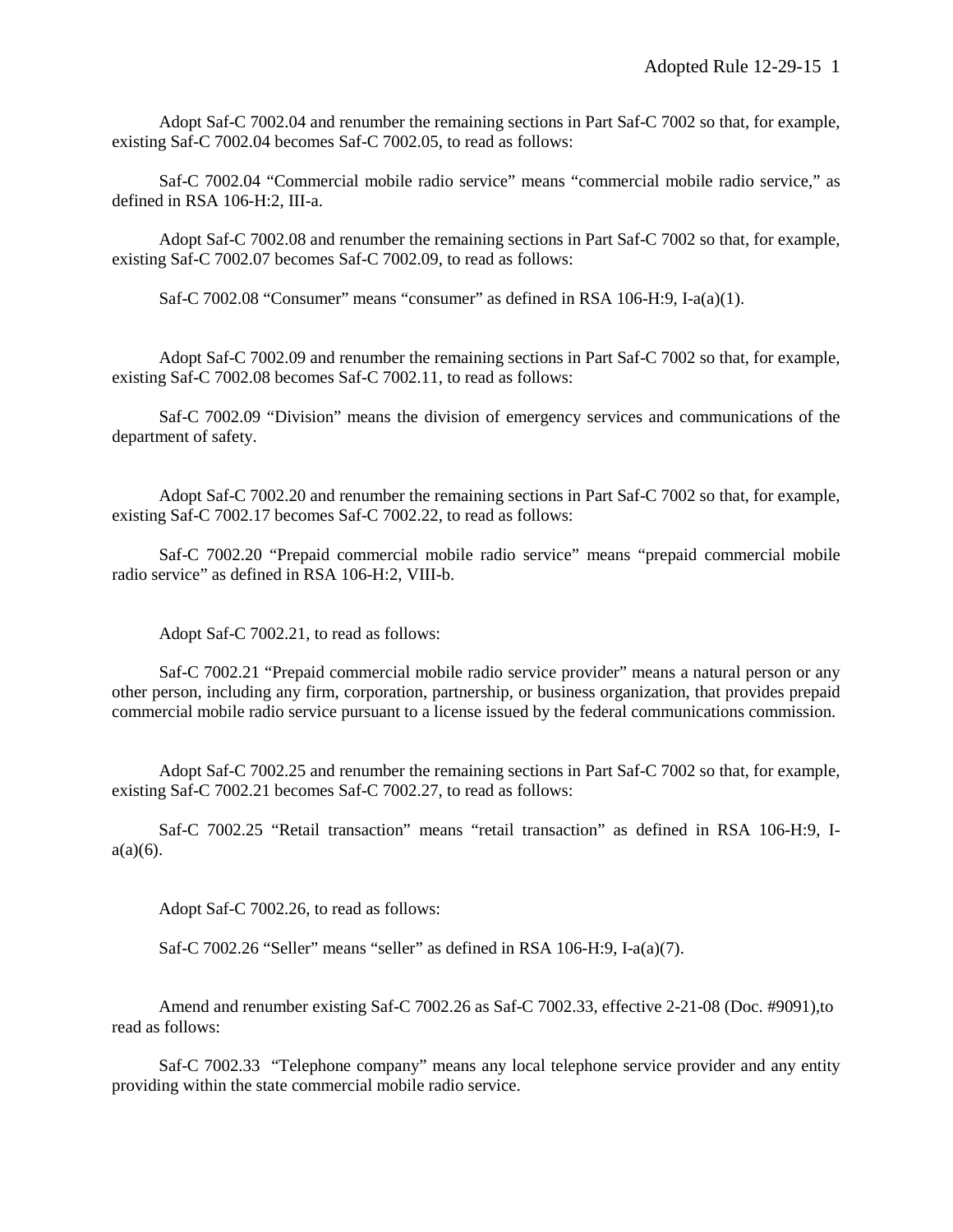Adopt Saf-C 7002.04 and renumber the remaining sections in Part Saf-C 7002 so that, for example, existing Saf-C 7002.04 becomes Saf-C 7002.05, to read as follows:

Saf-C 7002.04 "Commercial mobile radio service" means "commercial mobile radio service," as defined in RSA 106-H:2, III-a.

Adopt Saf-C 7002.08 and renumber the remaining sections in Part Saf-C 7002 so that, for example, existing Saf-C 7002.07 becomes Saf-C 7002.09, to read as follows:

Saf-C 7002.08 "Consumer" means "consumer" as defined in RSA 106-H:9, I-a(a)(1).

Adopt Saf-C 7002.09 and renumber the remaining sections in Part Saf-C 7002 so that, for example, existing Saf-C 7002.08 becomes Saf-C 7002.11, to read as follows:

Saf-C 7002.09 "Division" means the division of emergency services and communications of the department of safety.

Adopt Saf-C 7002.20 and renumber the remaining sections in Part Saf-C 7002 so that, for example, existing Saf-C 7002.17 becomes Saf-C 7002.22, to read as follows:

Saf-C 7002.20 "Prepaid commercial mobile radio service" means "prepaid commercial mobile radio service" as defined in RSA 106-H:2, VIII-b.

Adopt Saf-C 7002.21, to read as follows:

Saf-C 7002.21 "Prepaid commercial mobile radio service provider" means a natural person or any other person, including any firm, corporation, partnership, or business organization, that provides prepaid commercial mobile radio service pursuant to a license issued by the federal communications commission.

Adopt Saf-C 7002.25 and renumber the remaining sections in Part Saf-C 7002 so that, for example, existing Saf-C 7002.21 becomes Saf-C 7002.27, to read as follows:

Saf-C 7002.25 "Retail transaction" means "retail transaction" as defined in RSA 106-H:9, I-a(a)(6).

Adopt Saf-C 7002.26, to read as follows:

Saf-C 7002.26 "Seller" means "seller" as defined in RSA 106-H:9, I-a(a)(7).

Amend and renumber existing Saf-C 7002.26 as Saf-C 7002.33, effective 2-21-08 (Doc. #9091),to read as follows:

Saf-C 7002.33 "Telephone company" means any local telephone service provider and any entity providing within the state commercial mobile radio service.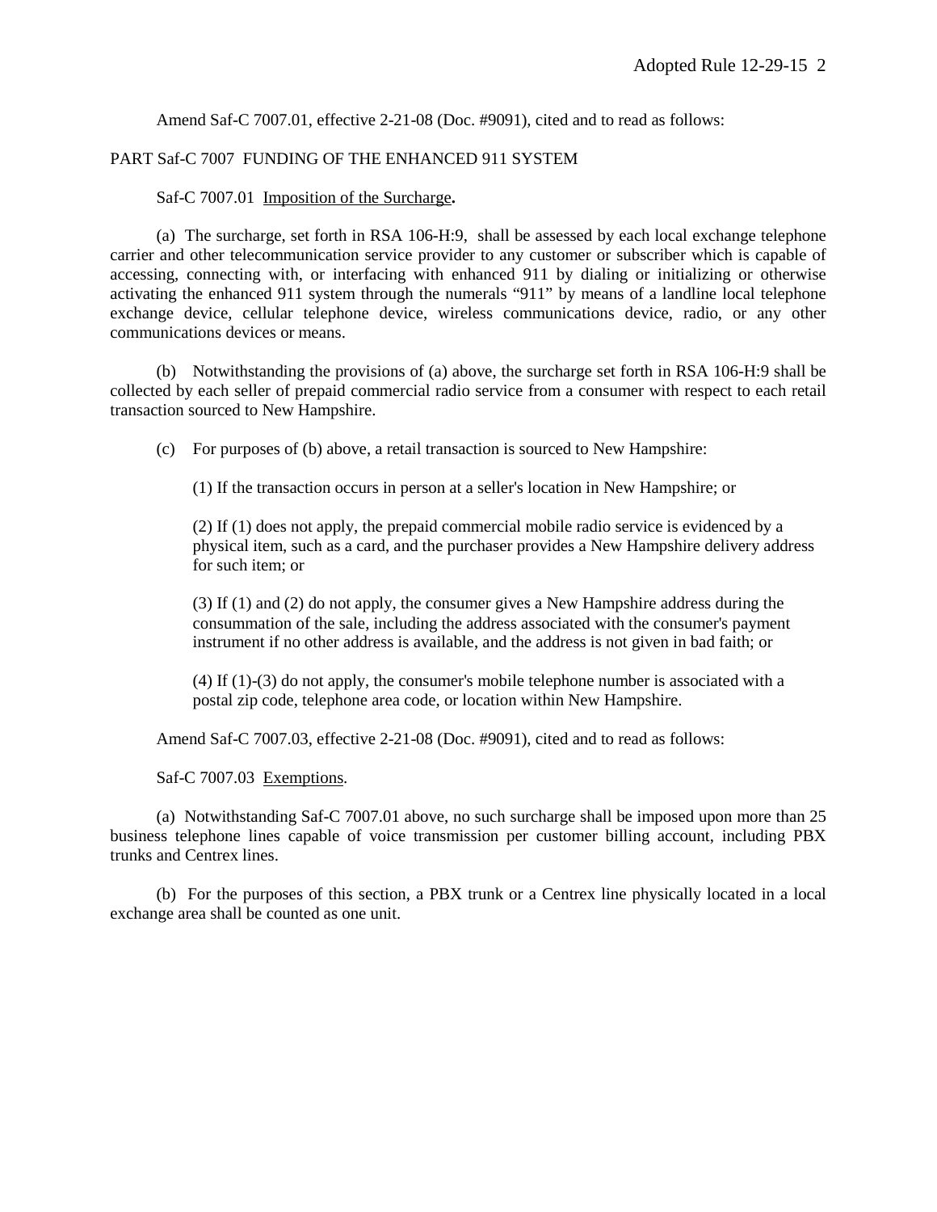Amend Saf-C 7007.01, effective 2-21-08 (Doc. #9091), cited and to read as follows:

PART Saf-C 7007 FUNDING OF THE ENHANCED 911 SYSTEM

Saf-C 7007.01 Imposition of the Surcharge**.**

(a) The surcharge, set forth in RSA 106-H:9, shall be assessed by each local exchange telephone carrier and other telecommunication service provider to any customer or subscriber which is capable of accessing, connecting with, or interfacing with enhanced 911 by dialing or initializing or otherwise activating the enhanced 911 system through the numerals "911" by means of a landline local telephone exchange device, cellular telephone device, wireless communications device, radio, or any other communications devices or means.

(b) Notwithstanding the provisions of (a) above, the surcharge set forth in RSA 106-H:9 shall be collected by each seller of prepaid commercial radio service from a consumer with respect to each retail transaction sourced to New Hampshire.

(c) For purposes of (b) above, a retail transaction is sourced to New Hampshire:

(1) If the transaction occurs in person at a seller's location in New Hampshire; or

(2) If (1) does not apply, the prepaid commercial mobile radio service is evidenced by a physical item, such as a card, and the purchaser provides a New Hampshire delivery address for such item; or

(3) If (1) and (2) do not apply, the consumer gives a New Hampshire address during the consummation of the sale, including the address associated with the consumer's payment instrument if no other address is available, and the address is not given in bad faith; or

(4) If (1)-(3) do not apply, the consumer's mobile telephone number is associated with a postal zip code, telephone area code, or location within New Hampshire.

Amend Saf-C 7007.03, effective 2-21-08 (Doc. #9091), cited and to read as follows:

Saf-C 7007.03 Exemptions.

(a) Notwithstanding Saf-C 7007.01 above, no such surcharge shall be imposed upon more than 25 business telephone lines capable of voice transmission per customer billing account, including PBX trunks and Centrex lines.

(b) For the purposes of this section, a PBX trunk or a Centrex line physically located in a local exchange area shall be counted as one unit.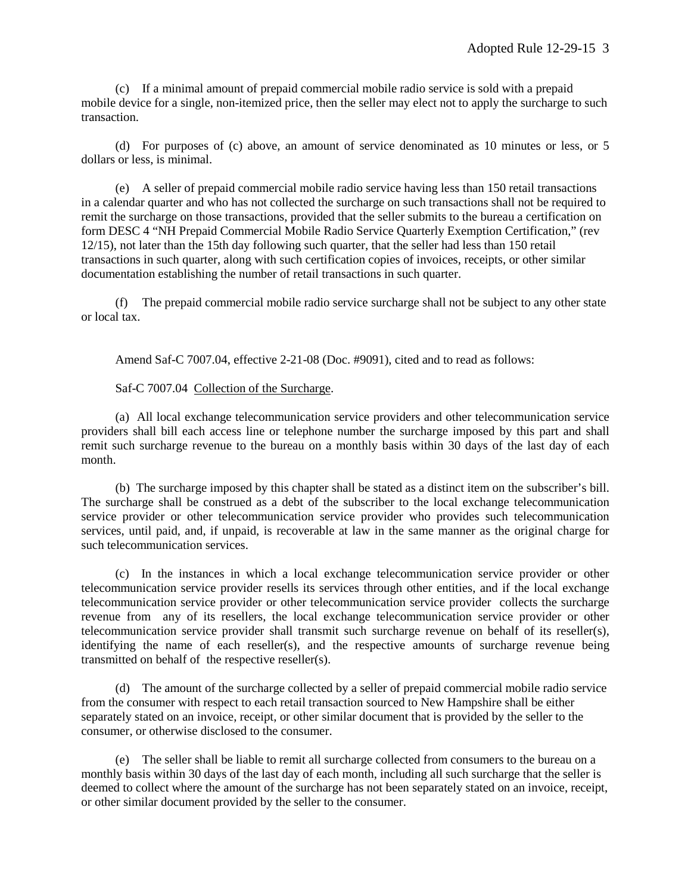(c) If a minimal amount of prepaid commercial mobile radio service is sold with a prepaid mobile device for a single, non-itemized price, then the seller may elect not to apply the surcharge to such transaction.

(d) For purposes of (c) above, an amount of service denominated as 10 minutes or less, or 5 dollars or less, is minimal.

(e) A seller of prepaid commercial mobile radio service having less than 150 retail transactions in a calendar quarter and who has not collected the surcharge on such transactions shall not be required to remit the surcharge on those transactions, provided that the seller submits to the bureau a certification on form DESC 4 "NH Prepaid Commercial Mobile Radio Service Quarterly Exemption Certification," (rev 12/15), not later than the 15th day following such quarter, that the seller had less than 150 retail transactions in such quarter, along with such certification copies of invoices, receipts, or other similar documentation establishing the number of retail transactions in such quarter.

(f) The prepaid commercial mobile radio service surcharge shall not be subject to any other state or local tax.

Amend Saf-C 7007.04, effective 2-21-08 (Doc. #9091), cited and to read as follows:

Saf-C 7007.04 Collection of the Surcharge.

(a) All local exchange telecommunication service providers and other telecommunication service providers shall bill each access line or telephone number the surcharge imposed by this part and shall remit such surcharge revenue to the bureau on a monthly basis within 30 days of the last day of each month.

(b) The surcharge imposed by this chapter shall be stated as a distinct item on the subscriber's bill. The surcharge shall be construed as a debt of the subscriber to the local exchange telecommunication service provider or other telecommunication service provider who provides such telecommunication services, until paid, and, if unpaid, is recoverable at law in the same manner as the original charge for such telecommunication services.

(c) In the instances in which a local exchange telecommunication service provider or other telecommunication service provider resells its services through other entities, and if the local exchange telecommunication service provider or other telecommunication service provider collects the surcharge revenue from any of its resellers, the local exchange telecommunication service provider or other telecommunication service provider shall transmit such surcharge revenue on behalf of its reseller(s), identifying the name of each reseller(s), and the respective amounts of surcharge revenue being transmitted on behalf of the respective reseller(s).

(d) The amount of the surcharge collected by a seller of prepaid commercial mobile radio service from the consumer with respect to each retail transaction sourced to New Hampshire shall be either separately stated on an invoice, receipt, or other similar document that is provided by the seller to the consumer, or otherwise disclosed to the consumer.

(e) The seller shall be liable to remit all surcharge collected from consumers to the bureau on a monthly basis within 30 days of the last day of each month, including all such surcharge that the seller is deemed to collect where the amount of the surcharge has not been separately stated on an invoice, receipt, or other similar document provided by the seller to the consumer.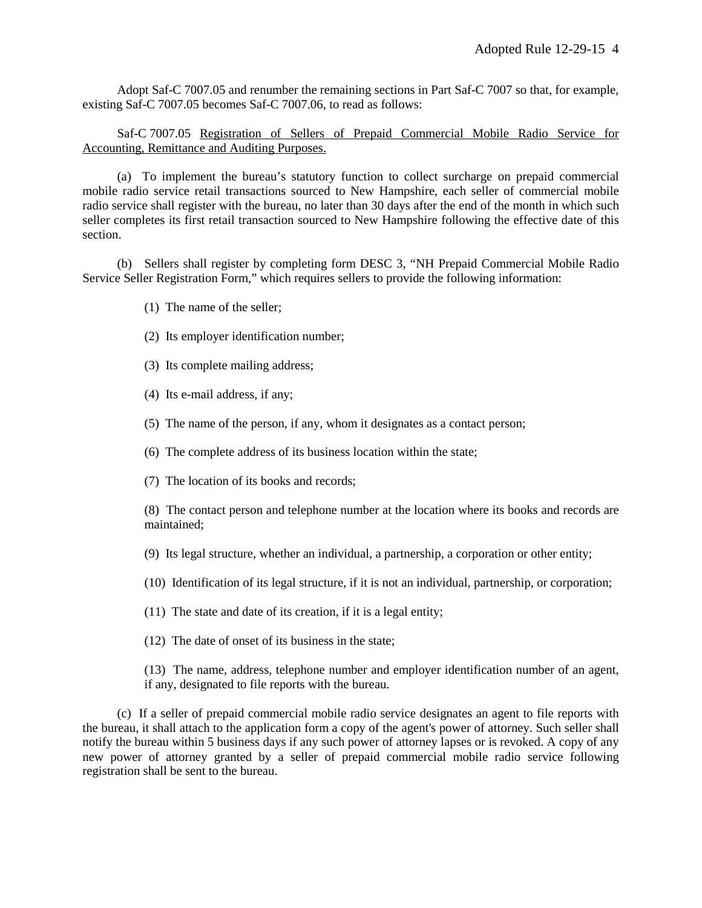Adopt Saf-C 7007.05 and renumber the remaining sections in Part Saf-C 7007 so that, for example, existing Saf-C 7007.05 becomes Saf-C 7007.06, to read as follows:

Saf-C 7007.05 Registration of Sellers of Prepaid Commercial Mobile Radio Service for Accounting, Remittance and Auditing Purposes.

(a) To implement the bureau's statutory function to collect surcharge on prepaid commercial mobile radio service retail transactions sourced to New Hampshire, each seller of commercial mobile radio service shall register with the bureau, no later than 30 days after the end of the month in which such seller completes its first retail transaction sourced to New Hampshire following the effective date of this section.

(b) Sellers shall register by completing form DESC 3, "NH Prepaid Commercial Mobile Radio Service Seller Registration Form," which requires sellers to provide the following information:

(1) The name of the seller;

(2) Its employer identification number;

(3) Its complete mailing address;

(4) Its e-mail address, if any;

(5) The name of the person, if any, whom it designates as a contact person;

(6) The complete address of its business location within the state;

(7) The location of its books and records;

(8) The contact person and telephone number at the location where its books and records are maintained;

(9) Its legal structure, whether an individual, a partnership, a corporation or other entity;

(10) Identification of its legal structure, if it is not an individual, partnership, or corporation;

(11) The state and date of its creation, if it is a legal entity;

(12) The date of onset of its business in the state;

(13) The name, address, telephone number and employer identification number of an agent, if any, designated to file reports with the bureau.

(c) If a seller of prepaid commercial mobile radio service designates an agent to file reports with the bureau, it shall attach to the application form a copy of the agent's power of attorney. Such seller shall notify the bureau within 5 business days if any such power of attorney lapses or is revoked. A copy of any new power of attorney granted by a seller of prepaid commercial mobile radio service following registration shall be sent to the bureau.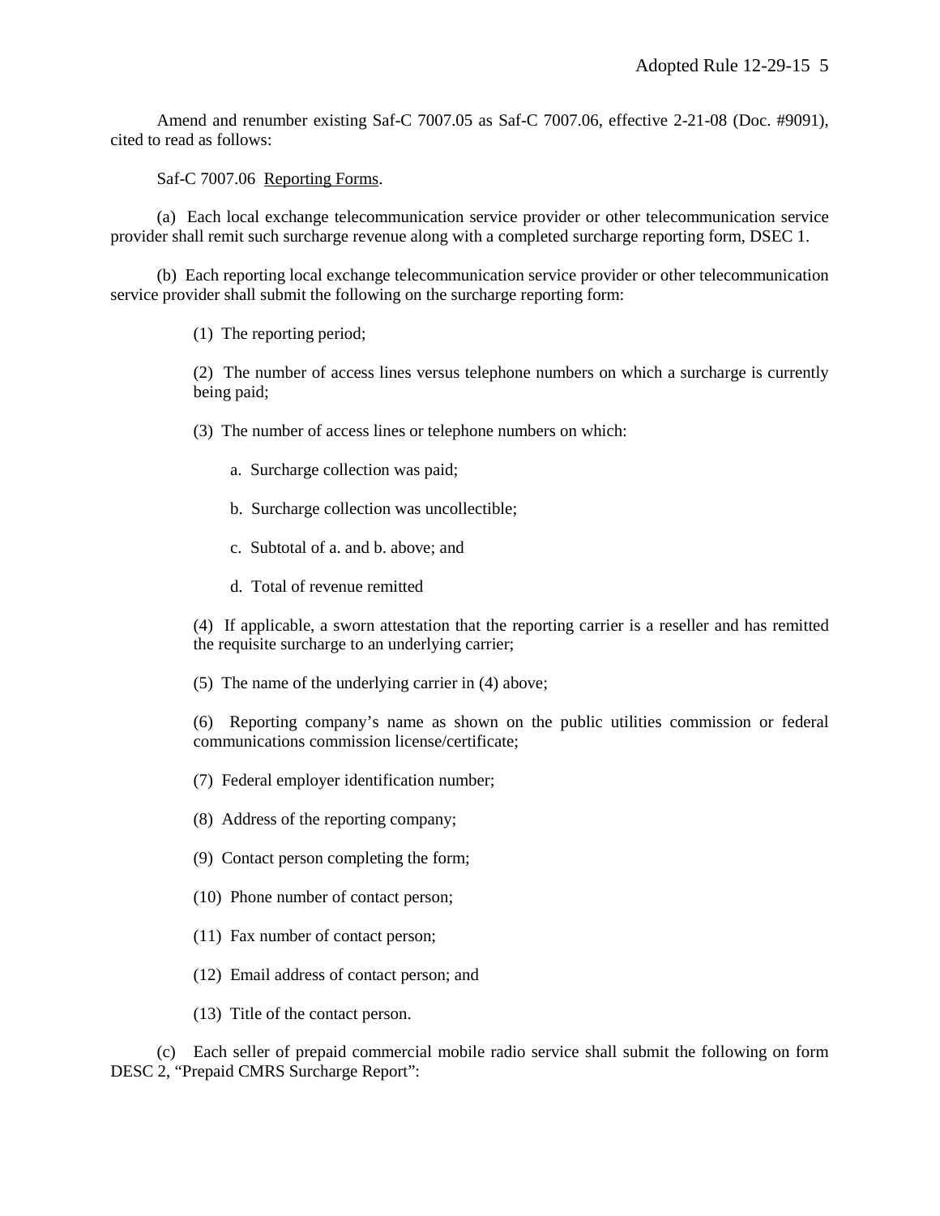Amend and renumber existing Saf-C 7007.05 as Saf-C 7007.06, effective 2-21-08 (Doc. #9091), cited to read as follows:

Saf-C 7007.06 Reporting Forms.

(a) Each local exchange telecommunication service provider or other telecommunication service provider shall remit such surcharge revenue along with a completed surcharge reporting form, DSEC 1.

(b) Each reporting local exchange telecommunication service provider or other telecommunication service provider shall submit the following on the surcharge reporting form:

(1) The reporting period;

(2) The number of access lines versus telephone numbers on which a surcharge is currently being paid;

(3) The number of access lines or telephone numbers on which:

a. Surcharge collection was paid;

b. Surcharge collection was uncollectible;

c. Subtotal of a. and b. above; and

d. Total of revenue remitted

(4) If applicable, a sworn attestation that the reporting carrier is a reseller and has remitted the requisite surcharge to an underlying carrier;

(5) The name of the underlying carrier in (4) above;

(6) Reporting company's name as shown on the public utilities commission or federal communications commission license/certificate;

(7) Federal employer identification number;

(8) Address of the reporting company;

(9) Contact person completing the form;

(10) Phone number of contact person;

(11) Fax number of contact person;

(12) Email address of contact person; and

(13) Title of the contact person.

(c) Each seller of prepaid commercial mobile radio service shall submit the following on form DESC 2, "Prepaid CMRS Surcharge Report":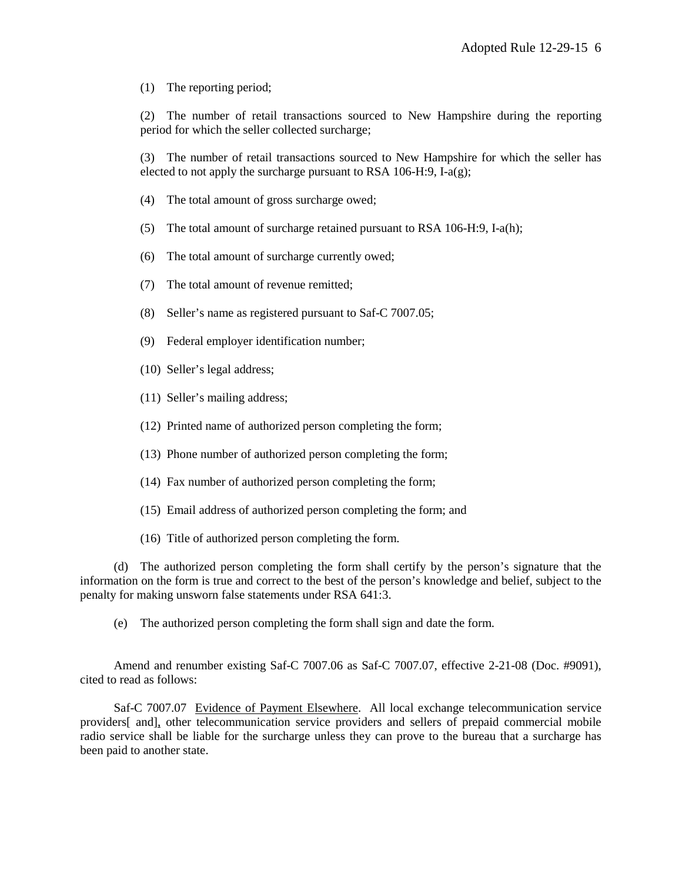(1) The reporting period;

(2) The number of retail transactions sourced to New Hampshire during the reporting period for which the seller collected surcharge;

(3) The number of retail transactions sourced to New Hampshire for which the seller has elected to not apply the surcharge pursuant to RSA 106-H:9, I-a(g);

(4) The total amount of gross surcharge owed;

(5) The total amount of surcharge retained pursuant to RSA 106-H:9, I-a(h);

(6) The total amount of surcharge currently owed;

(7) The total amount of revenue remitted;

(8) Seller's name as registered pursuant to Saf-C 7007.05;

(9) Federal employer identification number;

(10) Seller's legal address;

(11) Seller's mailing address;

(12) Printed name of authorized person completing the form;

(13) Phone number of authorized person completing the form;

(14) Fax number of authorized person completing the form;

(15) Email address of authorized person completing the form; and

(16) Title of authorized person completing the form.

(d) The authorized person completing the form shall certify by the person's signature that the information on the form is true and correct to the best of the person's knowledge and belief, subject to the penalty for making unsworn false statements under RSA 641:3.

(e) The authorized person completing the form shall sign and date the form.

Amend and renumber existing Saf-C 7007.06 as Saf-C 7007.07, effective 2-21-08 (Doc. #9091), cited to read as follows:

Saf-C 7007.07 Evidence of Payment Elsewhere. All local exchange telecommunication service providers[ and], other telecommunication service providers and sellers of prepaid commercial mobile radio service shall be liable for the surcharge unless they can prove to the bureau that a surcharge has been paid to another state.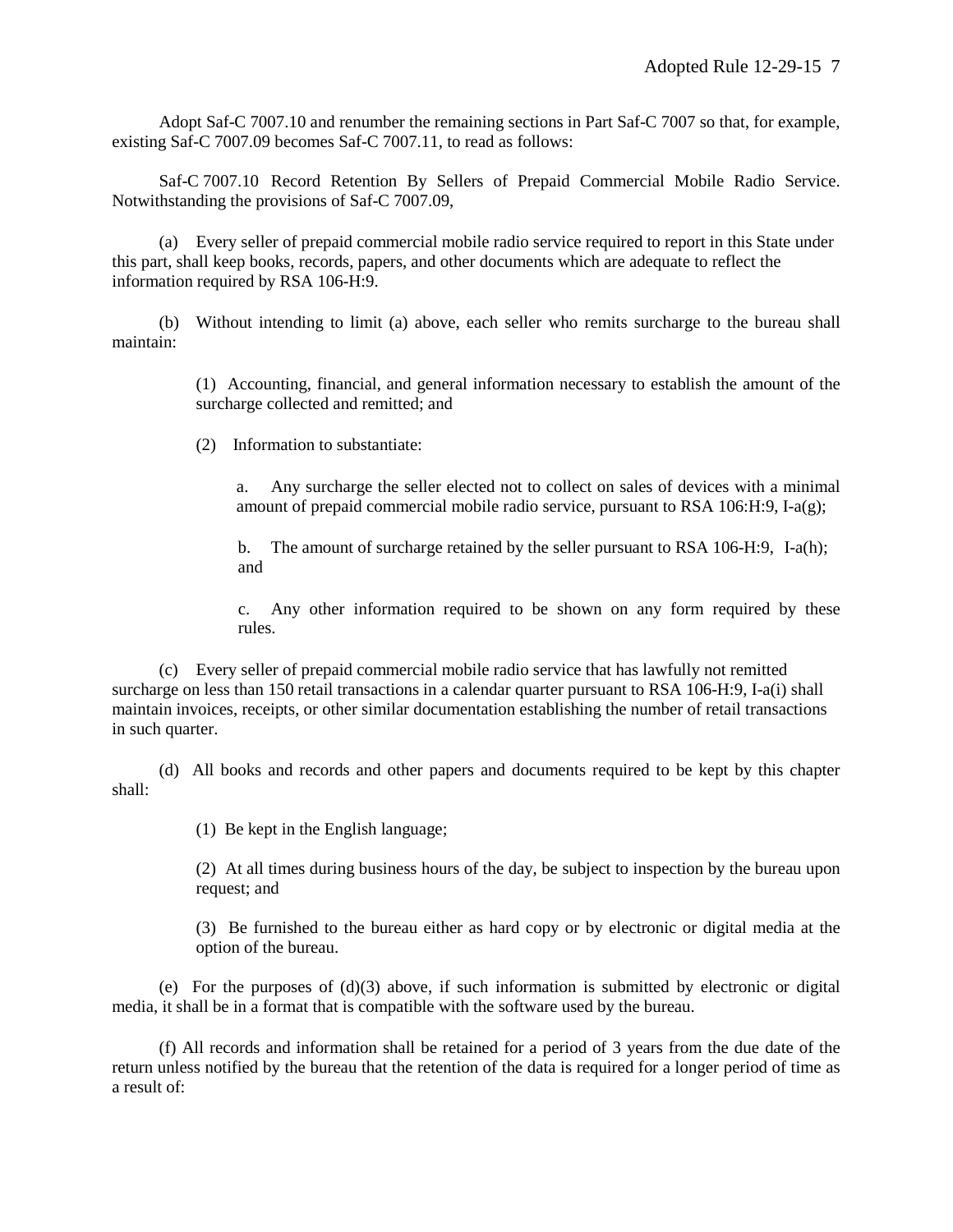Adopt Saf-C 7007.10 and renumber the remaining sections in Part Saf-C 7007 so that, for example, existing Saf-C 7007.09 becomes Saf-C 7007.11, to read as follows:

Saf-C 7007.10 Record Retention By Sellers of Prepaid Commercial Mobile Radio Service. Notwithstanding the provisions of Saf-C 7007.09,

(a) Every seller of prepaid commercial mobile radio service required to report in this State under this part, shall keep books, records, papers, and other documents which are adequate to reflect the information required by RSA 106-H:9.

(b) Without intending to limit (a) above, each seller who remits surcharge to the bureau shall maintain:

(1) Accounting, financial, and general information necessary to establish the amount of the surcharge collected and remitted; and

(2) Information to substantiate:

a. Any surcharge the seller elected not to collect on sales of devices with a minimal amount of prepaid commercial mobile radio service, pursuant to RSA 106:H:9, I-a(g);

b. The amount of surcharge retained by the seller pursuant to RSA 106-H:9, I-a(h); and

c. Any other information required to be shown on any form required by these rules.

(c) Every seller of prepaid commercial mobile radio service that has lawfully not remitted surcharge on less than 150 retail transactions in a calendar quarter pursuant to RSA 106-H:9, I-a(i) shall maintain invoices, receipts, or other similar documentation establishing the number of retail transactions in such quarter.

(d) All books and records and other papers and documents required to be kept by this chapter shall:

(1) Be kept in the English language;

(2) At all times during business hours of the day, be subject to inspection by the bureau upon request; and

(3) Be furnished to the bureau either as hard copy or by electronic or digital media at the option of the bureau.

(e) For the purposes of (d)(3) above, if such information is submitted by electronic or digital media, it shall be in a format that is compatible with the software used by the bureau.

(f) All records and information shall be retained for a period of 3 years from the due date of the return unless notified by the bureau that the retention of the data is required for a longer period of time as a result of: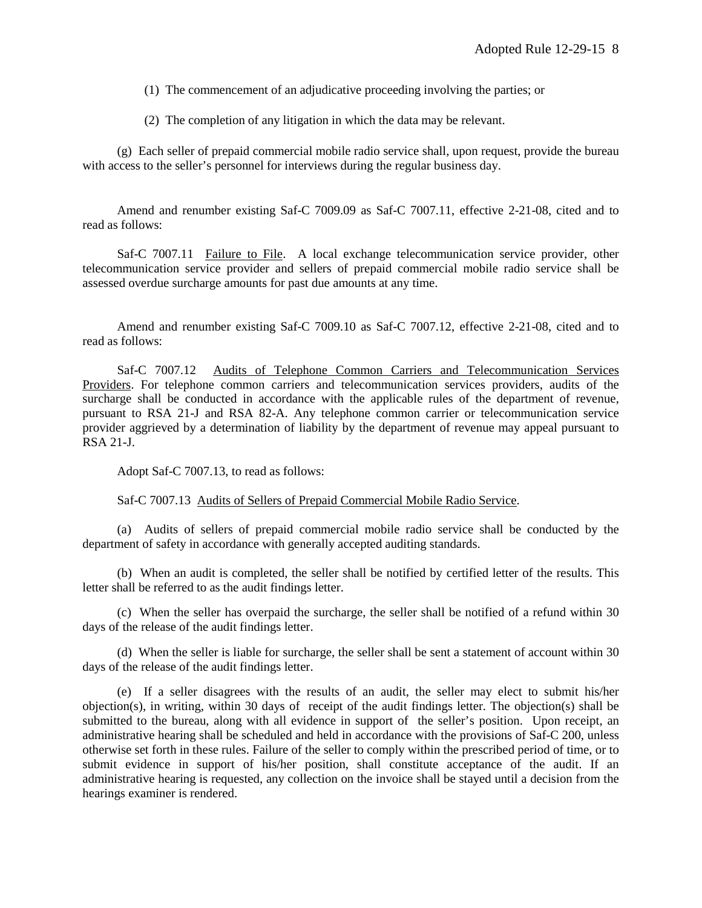(1) The commencement of an adjudicative proceeding involving the parties; or

(2) The completion of any litigation in which the data may be relevant.

(g) Each seller of prepaid commercial mobile radio service shall, upon request, provide the bureau with access to the seller's personnel for interviews during the regular business day.

Amend and renumber existing Saf-C 7009.09 as Saf-C 7007.11, effective 2-21-08, cited and to read as follows:

Saf-C 7007.11 Failure to File. A local exchange telecommunication service provider, other telecommunication service provider and sellers of prepaid commercial mobile radio service shall be assessed overdue surcharge amounts for past due amounts at any time.

Amend and renumber existing Saf-C 7009.10 as Saf-C 7007.12, effective 2-21-08, cited and to read as follows:

Saf-C 7007.12 Audits of Telephone Common Carriers and Telecommunication Services Providers. For telephone common carriers and telecommunication services providers, audits of the surcharge shall be conducted in accordance with the applicable rules of the department of revenue, pursuant to RSA 21-J and RSA 82-A. Any telephone common carrier or telecommunication service provider aggrieved by a determination of liability by the department of revenue may appeal pursuant to RSA 21-J.

Adopt Saf-C 7007.13, to read as follows:

Saf-C 7007.13 Audits of Sellers of Prepaid Commercial Mobile Radio Service.

(a) Audits of sellers of prepaid commercial mobile radio service shall be conducted by the department of safety in accordance with generally accepted auditing standards.

(b) When an audit is completed, the seller shall be notified by certified letter of the results. This letter shall be referred to as the audit findings letter.

(c) When the seller has overpaid the surcharge, the seller shall be notified of a refund within 30 days of the release of the audit findings letter.

(d) When the seller is liable for surcharge, the seller shall be sent a statement of account within 30 days of the release of the audit findings letter.

(e) If a seller disagrees with the results of an audit, the seller may elect to submit his/her objection(s), in writing, within 30 days of receipt of the audit findings letter. The objection(s) shall be submitted to the bureau, along with all evidence in support of the seller's position. Upon receipt, an administrative hearing shall be scheduled and held in accordance with the provisions of Saf-C 200, unless otherwise set forth in these rules. Failure of the seller to comply within the prescribed period of time, or to submit evidence in support of his/her position, shall constitute acceptance of the audit. If an administrative hearing is requested, any collection on the invoice shall be stayed until a decision from the hearings examiner is rendered.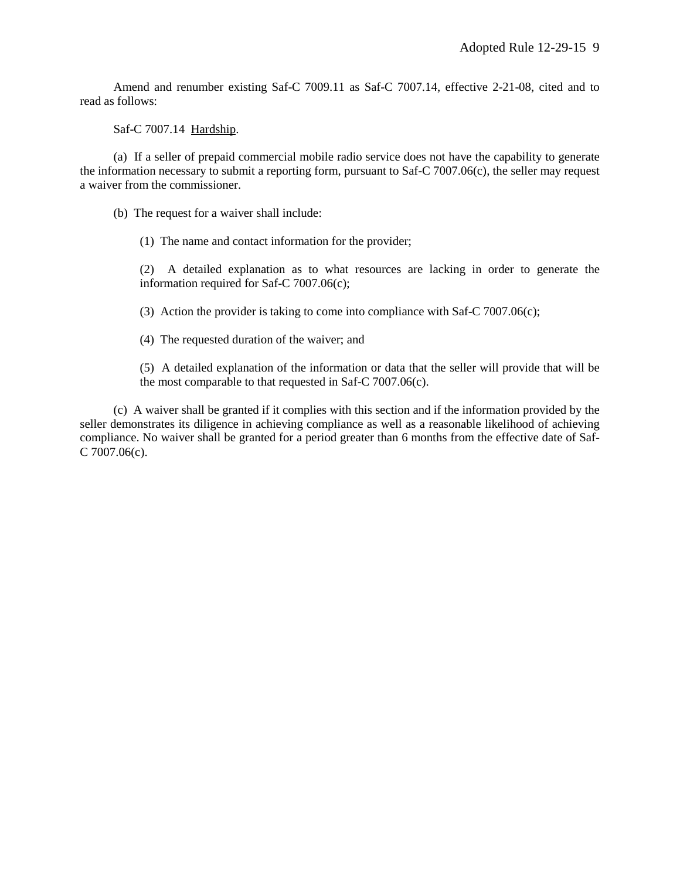Amend and renumber existing Saf-C 7009.11 as Saf-C 7007.14, effective 2-21-08, cited and to read as follows:

Saf-C 7007.14 Hardship.

(a) If a seller of prepaid commercial mobile radio service does not have the capability to generate the information necessary to submit a reporting form, pursuant to Saf-C 7007.06(c), the seller may request a waiver from the commissioner.

(b) The request for a waiver shall include:

(1) The name and contact information for the provider;

(2) A detailed explanation as to what resources are lacking in order to generate the information required for Saf-C 7007.06(c);

(3) Action the provider is taking to come into compliance with Saf-C 7007.06(c);

(4) The requested duration of the waiver; and

(5) A detailed explanation of the information or data that the seller will provide that will be the most comparable to that requested in Saf-C 7007.06(c).

(c) A waiver shall be granted if it complies with this section and if the information provided by the seller demonstrates its diligence in achieving compliance as well as a reasonable likelihood of achieving compliance. No waiver shall be granted for a period greater than 6 months from the effective date of Saf-C 7007.06(c).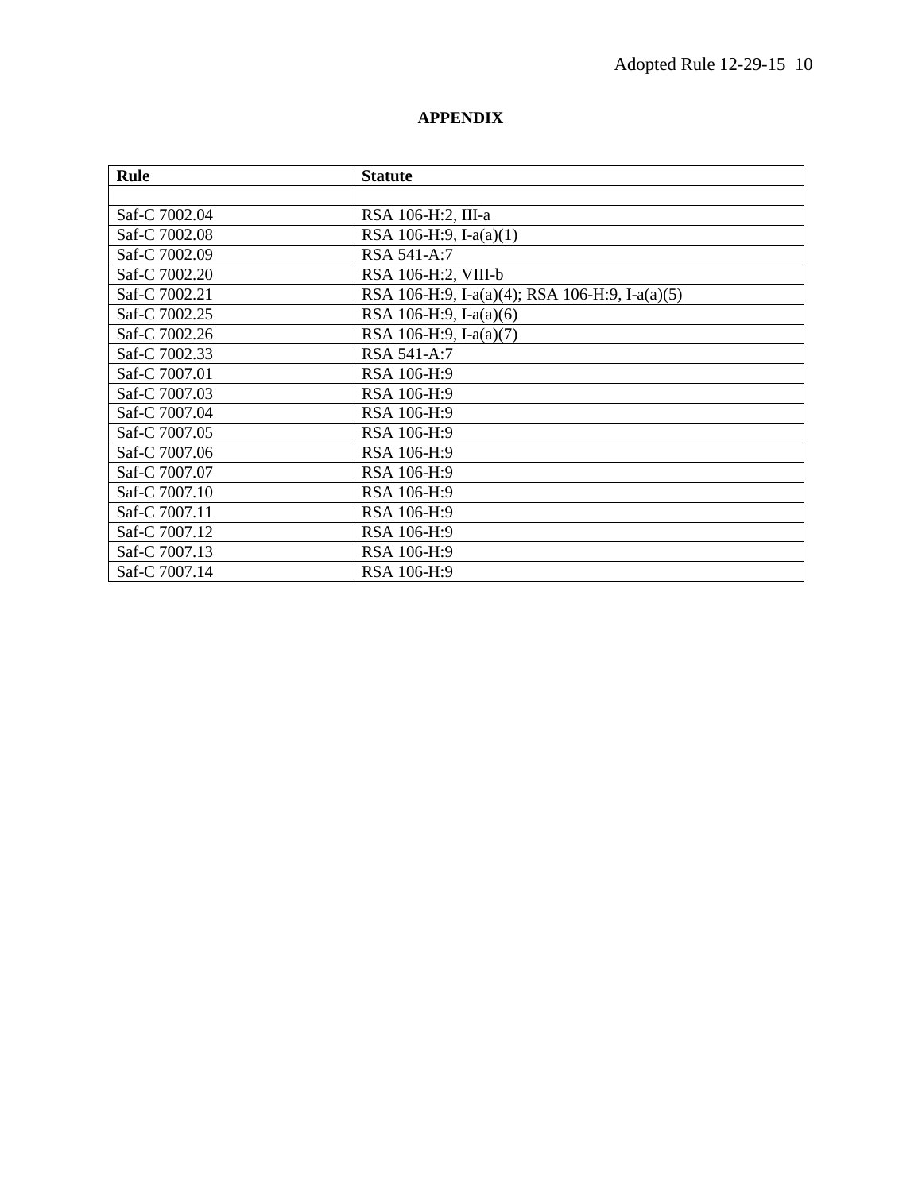**APPENDIX**

| Rule | Statute |
|---|---|
| | |
| Saf-C 7002.04 | RSA 106-H:2, III-a |
| Saf-C 7002.08 | RSA 106-H:9, I-a(a)(1) |
| Saf-C 7002.09 | RSA 541-A:7 |
| Saf-C 7002.20 | RSA 106-H:2, VIII-b |
| Saf-C 7002.21 | RSA 106-H:9, I-a(a)(4); RSA 106-H:9, I-a(a)(5) |
| Saf-C 7002.25 | RSA 106-H:9, I-a(a)(6) |
| Saf-C 7002.26 | RSA 106-H:9, I-a(a)(7) |
| Saf-C 7002.33 | RSA 541-A:7 |
| Saf-C 7007.01 | RSA 106-H:9 |
| Saf-C 7007.03 | RSA 106-H:9 |
| Saf-C 7007.04 | RSA 106-H:9 |
| Saf-C 7007.05 | RSA 106-H:9 |
| Saf-C 7007.06 | RSA 106-H:9 |
| Saf-C 7007.07 | RSA 106-H:9 |
| Saf-C 7007.10 | RSA 106-H:9 |
| Saf-C 7007.11 | RSA 106-H:9 |
| Saf-C 7007.12 | RSA 106-H:9 |
| Saf-C 7007.13 | RSA 106-H:9 |
| Saf-C 7007.14 | RSA 106-H:9 |